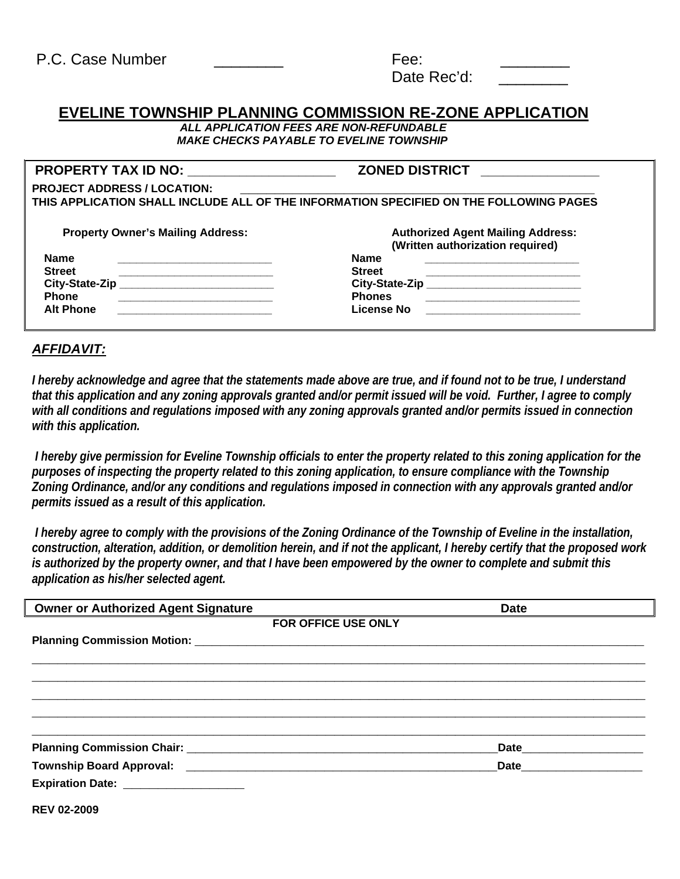P.C. Case Number ________

Fee: ________

Date Rec'd: ________

# EVELINE TOWNSHIP PLANNING COMMISSION RE-ZONE APPLICATION

***ALL APPLICATION FEES ARE NON-REFUNDABLE***

***MAKE CHECKS PAYABLE TO EVELINE TOWNSHIP***

**PROPERTY TAX ID NO:** ____________________ **ZONED DISTRICT** ________________

**PROJECT ADDRESS / LOCATION:** ________________________________________________________

**THIS APPLICATION SHALL INCLUDE ALL OF THE INFORMATION SPECIFIED ON THE FOLLOWING PAGES**

| **Property Owner's Mailing Address:** | **Authorized Agent Mailing Address: (Written authorization required)** |
|---|---|
| **Name** ________________________ | **Name** ________________________ |
| **Street** ________________________ | **Street** ________________________ |
| **City-State-Zip** ________________________ | **City-State-Zip** ________________________ |
| **Phone** ________________________ | **Phones** ________________________ |
| **Alt Phone** ________________________ | **License No** ________________________ |

***AFFIDAVIT:***

***I hereby acknowledge and agree that the statements made above are true, and if found not to be true, I understand that this application and any zoning approvals granted and/or permit issued will be void. Further, I agree to comply with all conditions and regulations imposed with any zoning approvals granted and/or permits issued in connection with this application.***

***I hereby give permission for Eveline Township officials to enter the property related to this zoning application for the purposes of inspecting the property related to this zoning application, to ensure compliance with the Township Zoning Ordinance, and/or any conditions and regulations imposed in connection with any approvals granted and/or permits issued as a result of this application.***

***I hereby agree to comply with the provisions of the Zoning Ordinance of the Township of Eveline in the installation, construction, alteration, addition, or demolition herein, and if not the applicant, I hereby certify that the proposed work is authorized by the property owner, and that I have been empowered by the owner to complete and submit this application as his/her selected agent.***

| **Owner or Authorized Agent Signature** | **Date** |
|---|---|

**FOR OFFICE USE ONLY**

**Planning Commission Motion:** ________________________________________________________________________

________________________________________________________________________________________________

________________________________________________________________________________________________

________________________________________________________________________________________________

________________________________________________________________________________________________

________________________________________________________________________________________________

**Planning Commission Chair:** ________________________________________________ **Date** ___________________

**Township Board Approval:** ________________________________________________ **Date** ___________________

**Expiration Date:** ___________________

**REV 02-2009**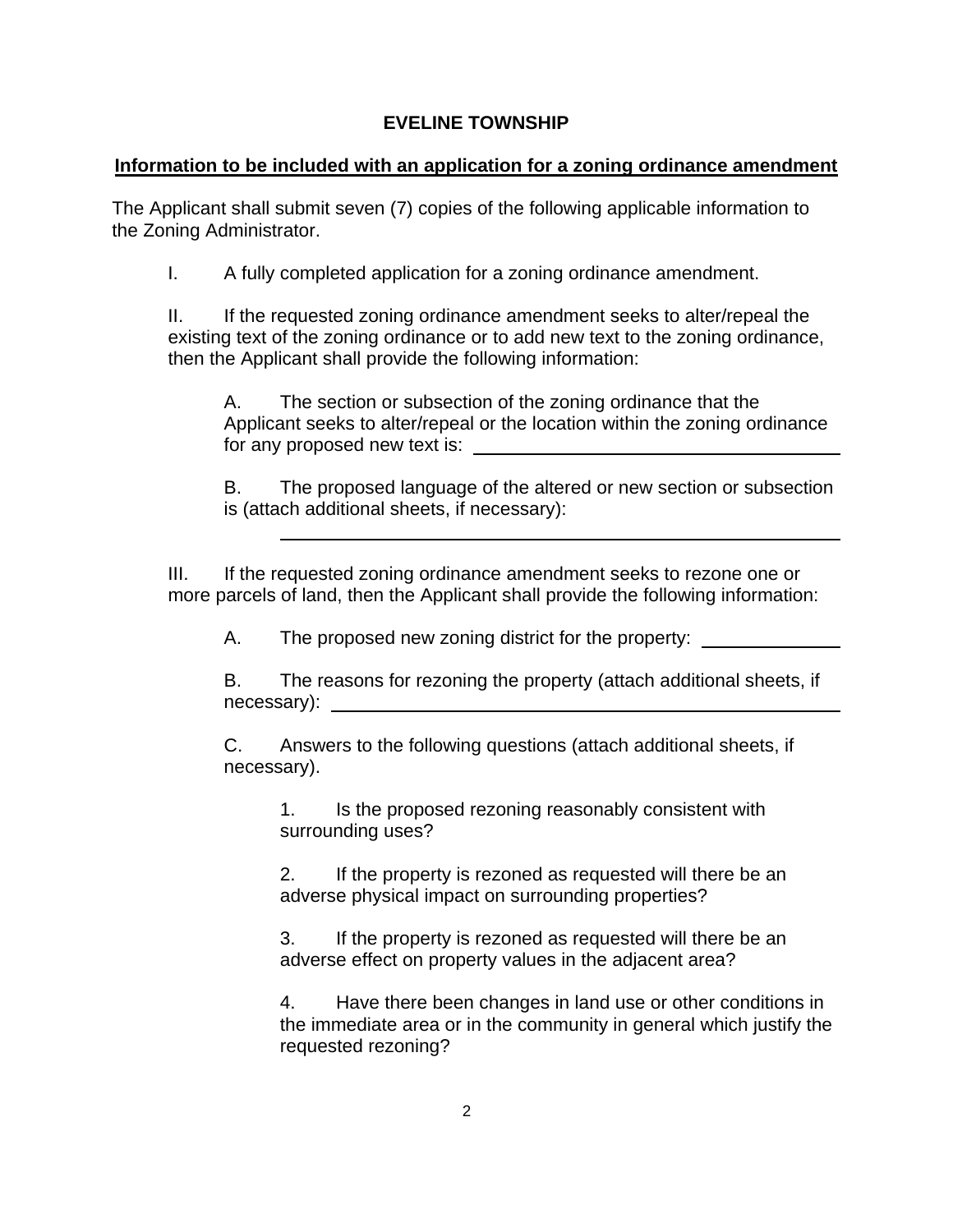# EVELINE TOWNSHIP

**<u>Information to be included with an application for a zoning ordinance amendment</u>**

The Applicant shall submit seven (7) copies of the following applicable information to the Zoning Administrator.

I. A fully completed application for a zoning ordinance amendment.

II. If the requested zoning ordinance amendment seeks to alter/repeal the existing text of the zoning ordinance or to add new text to the zoning ordinance, then the Applicant shall provide the following information:

A. The section or subsection of the zoning ordinance that the Applicant seeks to alter/repeal or the location within the zoning ordinance for any proposed new text is: ________________________________

B. The proposed language of the altered or new section or subsection is (attach additional sheets, if necessary):

________________________________________________

III. If the requested zoning ordinance amendment seeks to rezone one or more parcels of land, then the Applicant shall provide the following information:

A. The proposed new zoning district for the property: ____________

B. The reasons for rezoning the property (attach additional sheets, if necessary): ________________________________________

C. Answers to the following questions (attach additional sheets, if necessary).

1. Is the proposed rezoning reasonably consistent with surrounding uses?

2. If the property is rezoned as requested will there be an adverse physical impact on surrounding properties?

3. If the property is rezoned as requested will there be an adverse effect on property values in the adjacent area?

4. Have there been changes in land use or other conditions in the immediate area or in the community in general which justify the requested rezoning?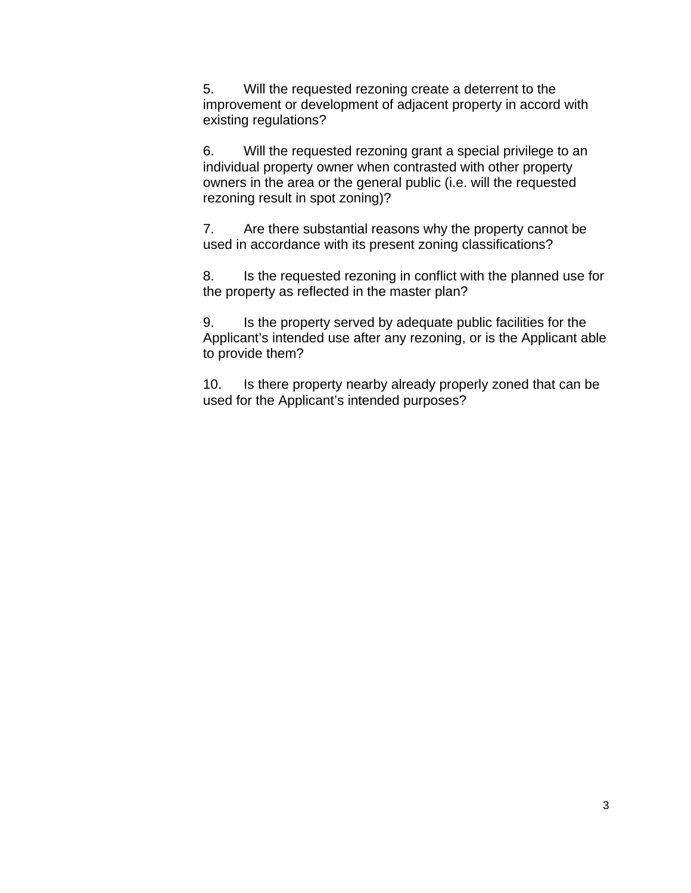5. Will the requested rezoning create a deterrent to the improvement or development of adjacent property in accord with existing regulations?

6. Will the requested rezoning grant a special privilege to an individual property owner when contrasted with other property owners in the area or the general public (i.e. will the requested rezoning result in spot zoning)?

7. Are there substantial reasons why the property cannot be used in accordance with its present zoning classifications?

8. Is the requested rezoning in conflict with the planned use for the property as reflected in the master plan?

9. Is the property served by adequate public facilities for the Applicant's intended use after any rezoning, or is the Applicant able to provide them?

10. Is there property nearby already properly zoned that can be used for the Applicant's intended purposes?